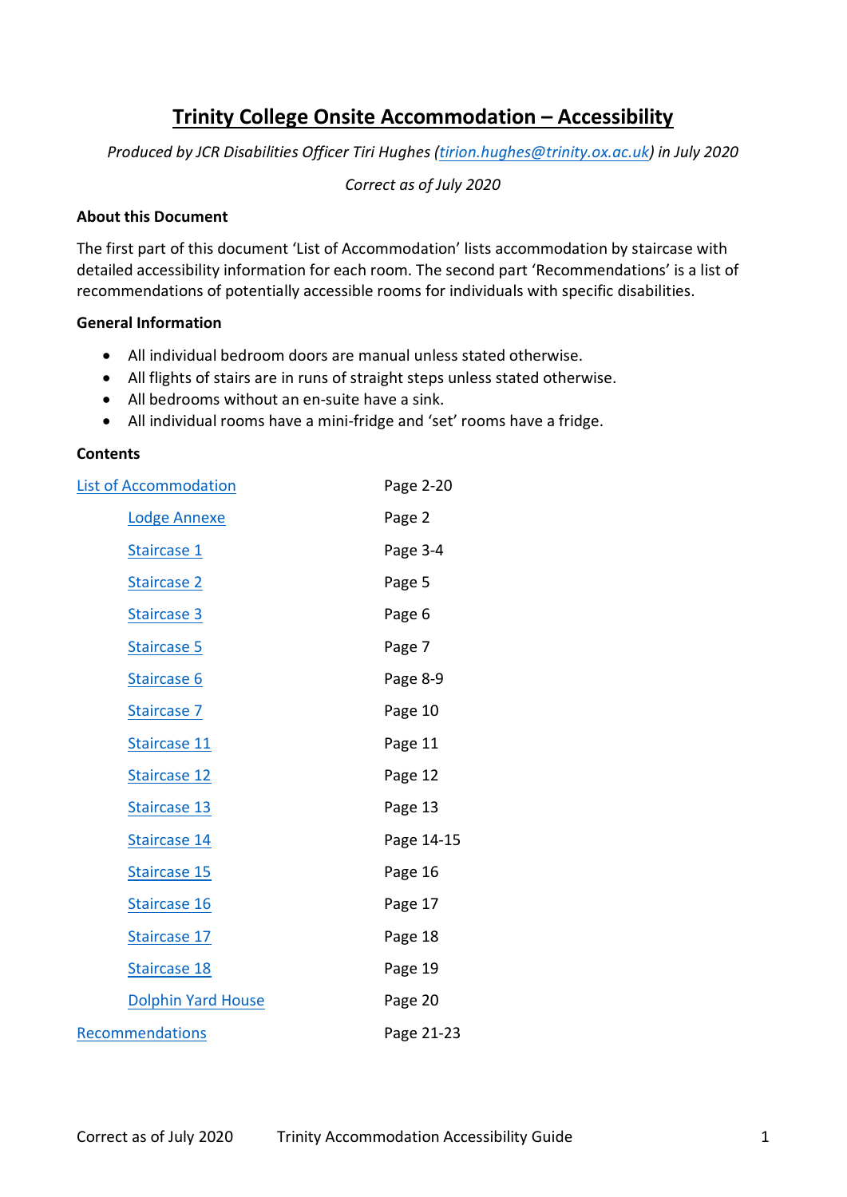# Trinity College Onsite Accommodation – Accessibility

*Produced by JCR Disabilities Officer Tiri Hughes (tirion.hughes@trinity.ox.ac.uk) in July 2020*

*Correct as of July 2020*

**About this Document**

The first part of this document 'List of Accommodation' lists accommodation by staircase with detailed accessibility information for each room. The second part 'Recommendations' is a list of recommendations of potentially accessible rooms for individuals with specific disabilities.

**General Information**

- All individual bedroom doors are manual unless stated otherwise.
- All flights of stairs are in runs of straight steps unless stated otherwise.
- All bedrooms without an en-suite have a sink.
- All individual rooms have a mini-fridge and 'set' rooms have a fridge.

**Contents**

| | |
|---|---|
| List of Accommodation | Page 2-20 |
| Lodge Annexe | Page 2 |
| Staircase 1 | Page 3-4 |
| Staircase 2 | Page 5 |
| Staircase 3 | Page 6 |
| Staircase 5 | Page 7 |
| Staircase 6 | Page 8-9 |
| Staircase 7 | Page 10 |
| Staircase 11 | Page 11 |
| Staircase 12 | Page 12 |
| Staircase 13 | Page 13 |
| Staircase 14 | Page 14-15 |
| Staircase 15 | Page 16 |
| Staircase 16 | Page 17 |
| Staircase 17 | Page 18 |
| Staircase 18 | Page 19 |
| Dolphin Yard House | Page 20 |
| Recommendations | Page 21-23 |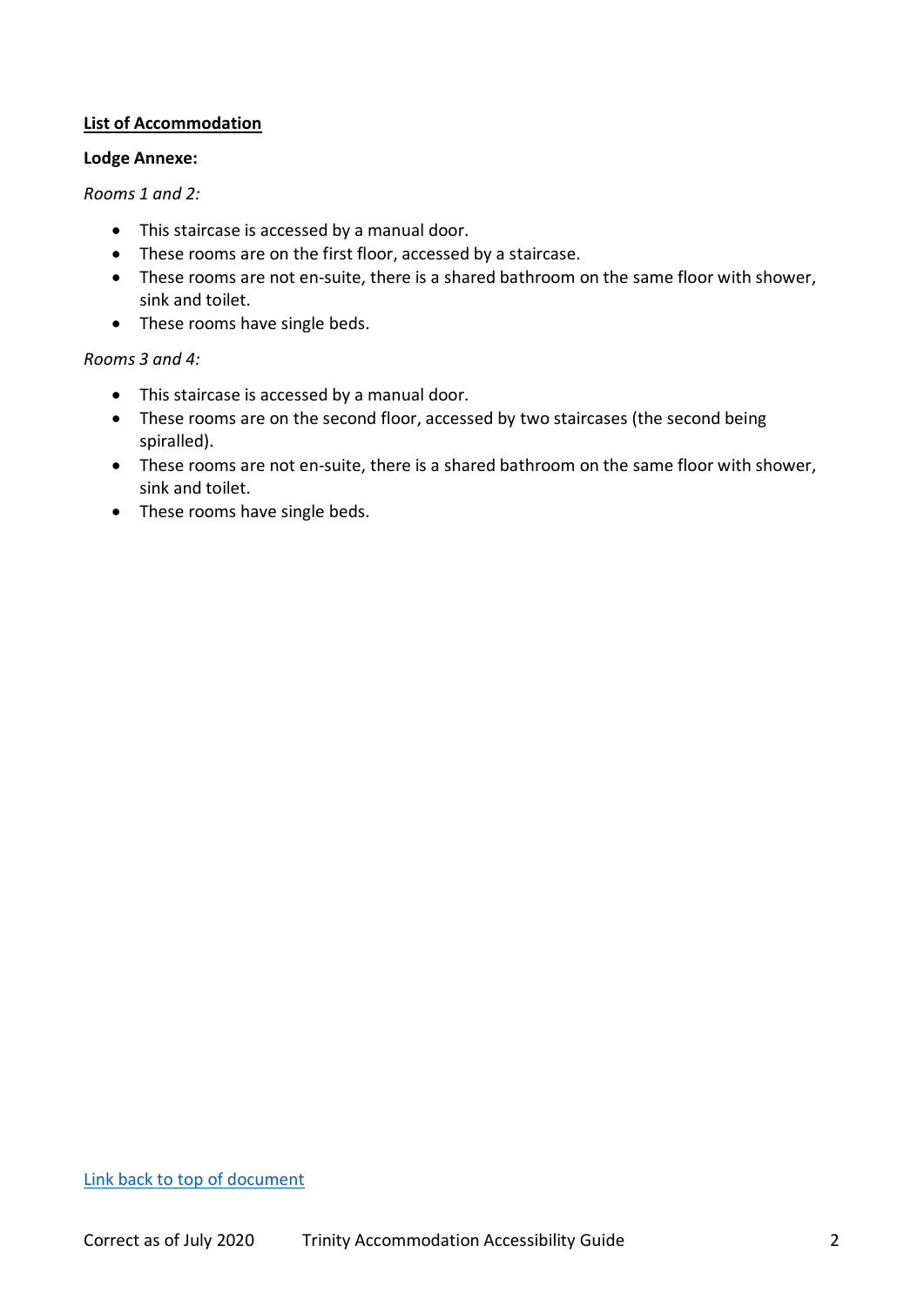## List of Accommodation

**Lodge Annexe:**

*Rooms 1 and 2:*

- This staircase is accessed by a manual door.
- These rooms are on the first floor, accessed by a staircase.
- These rooms are not en-suite, there is a shared bathroom on the same floor with shower, sink and toilet.
- These rooms have single beds.

*Rooms 3 and 4:*

- This staircase is accessed by a manual door.
- These rooms are on the second floor, accessed by two staircases (the second being spiralled).
- These rooms are not en-suite, there is a shared bathroom on the same floor with shower, sink and toilet.
- These rooms have single beds.

Link back to top of document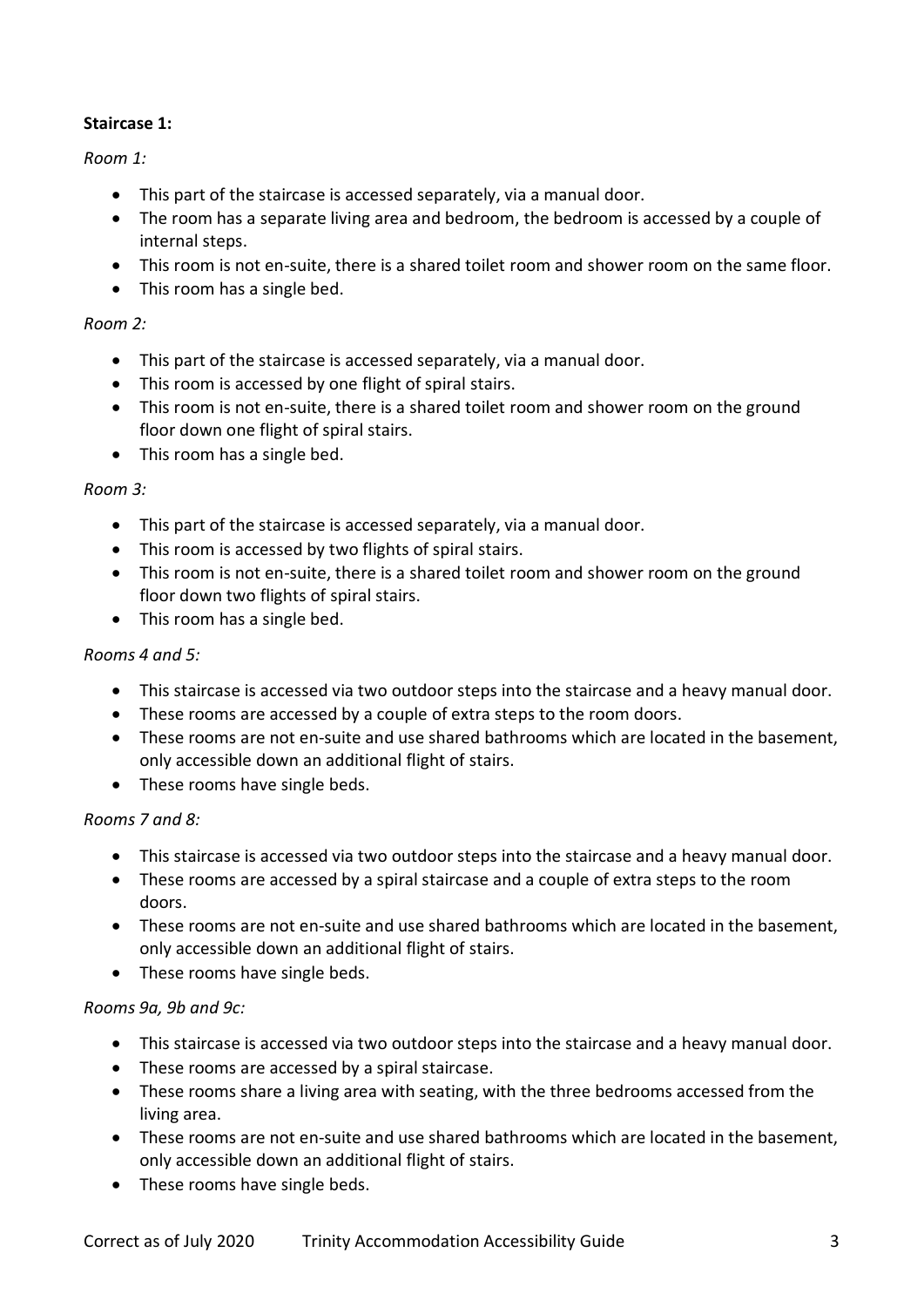**Staircase 1:**

*Room 1:*

- This part of the staircase is accessed separately, via a manual door.
- The room has a separate living area and bedroom, the bedroom is accessed by a couple of internal steps.
- This room is not en-suite, there is a shared toilet room and shower room on the same floor.
- This room has a single bed.

*Room 2:*

- This part of the staircase is accessed separately, via a manual door.
- This room is accessed by one flight of spiral stairs.
- This room is not en-suite, there is a shared toilet room and shower room on the ground floor down one flight of spiral stairs.
- This room has a single bed.

*Room 3:*

- This part of the staircase is accessed separately, via a manual door.
- This room is accessed by two flights of spiral stairs.
- This room is not en-suite, there is a shared toilet room and shower room on the ground floor down two flights of spiral stairs.
- This room has a single bed.

*Rooms 4 and 5:*

- This staircase is accessed via two outdoor steps into the staircase and a heavy manual door.
- These rooms are accessed by a couple of extra steps to the room doors.
- These rooms are not en-suite and use shared bathrooms which are located in the basement, only accessible down an additional flight of stairs.
- These rooms have single beds.

*Rooms 7 and 8:*

- This staircase is accessed via two outdoor steps into the staircase and a heavy manual door.
- These rooms are accessed by a spiral staircase and a couple of extra steps to the room doors.
- These rooms are not en-suite and use shared bathrooms which are located in the basement, only accessible down an additional flight of stairs.
- These rooms have single beds.

*Rooms 9a, 9b and 9c:*

- This staircase is accessed via two outdoor steps into the staircase and a heavy manual door.
- These rooms are accessed by a spiral staircase.
- These rooms share a living area with seating, with the three bedrooms accessed from the living area.
- These rooms are not en-suite and use shared bathrooms which are located in the basement, only accessible down an additional flight of stairs.
- These rooms have single beds.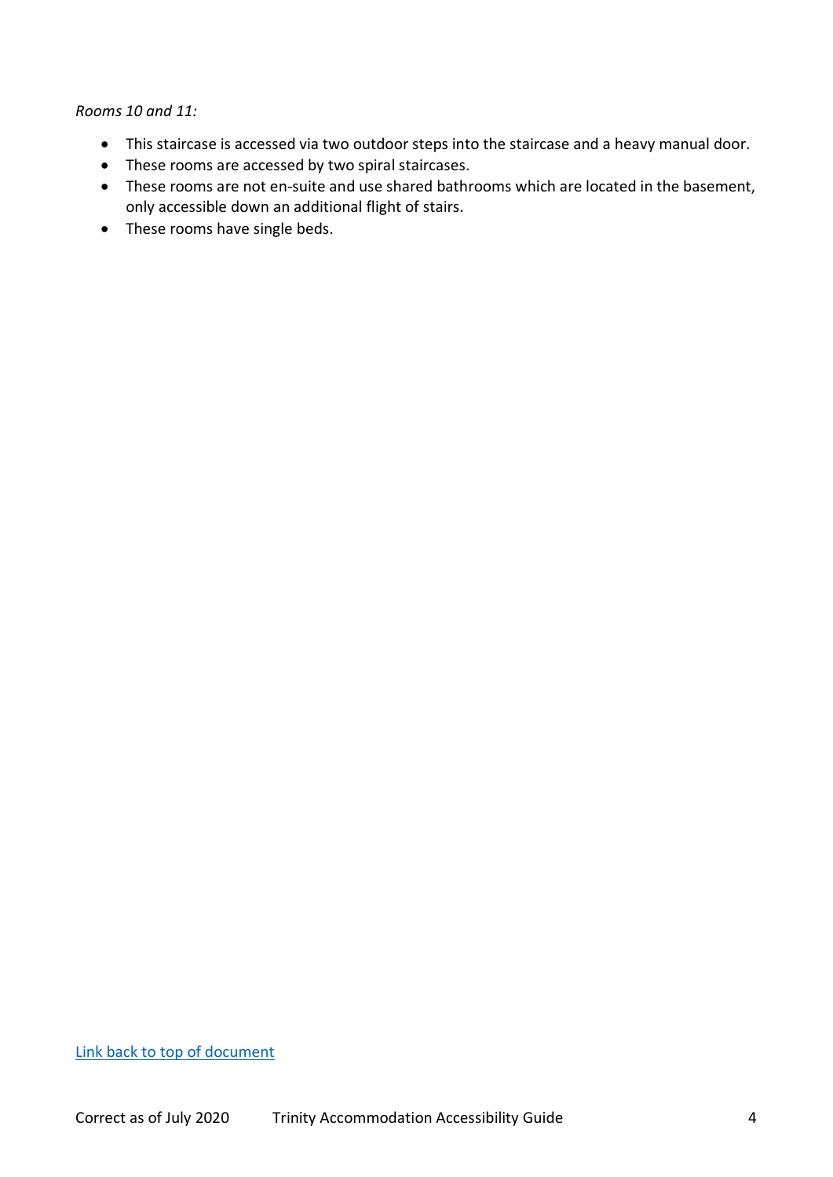*Rooms 10 and 11:*

- This staircase is accessed via two outdoor steps into the staircase and a heavy manual door.
- These rooms are accessed by two spiral staircases.
- These rooms are not en-suite and use shared bathrooms which are located in the basement, only accessible down an additional flight of stairs.
- These rooms have single beds.

Link back to top of document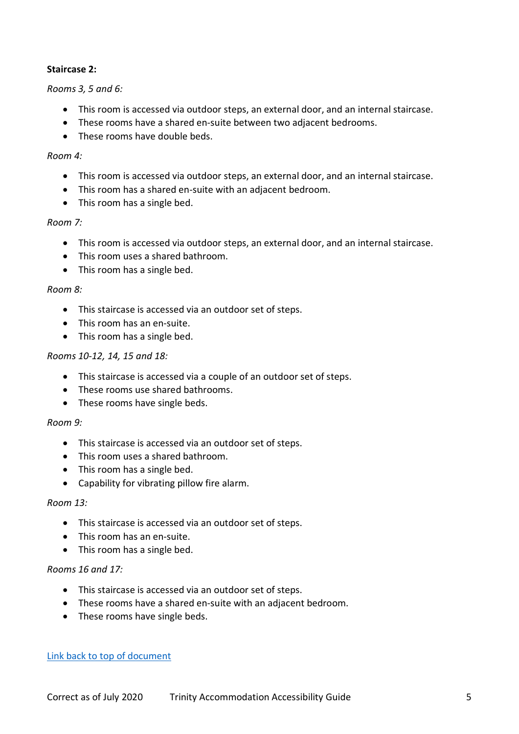**Staircase 2:**

*Rooms 3, 5 and 6:*

- This room is accessed via outdoor steps, an external door, and an internal staircase.
- These rooms have a shared en-suite between two adjacent bedrooms.
- These rooms have double beds.

*Room 4:*

- This room is accessed via outdoor steps, an external door, and an internal staircase.
- This room has a shared en-suite with an adjacent bedroom.
- This room has a single bed.

*Room 7:*

- This room is accessed via outdoor steps, an external door, and an internal staircase.
- This room uses a shared bathroom.
- This room has a single bed.

*Room 8:*

- This staircase is accessed via an outdoor set of steps.
- This room has an en-suite.
- This room has a single bed.

*Rooms 10-12, 14, 15 and 18:*

- This staircase is accessed via a couple of an outdoor set of steps.
- These rooms use shared bathrooms.
- These rooms have single beds.

*Room 9:*

- This staircase is accessed via an outdoor set of steps.
- This room uses a shared bathroom.
- This room has a single bed.
- Capability for vibrating pillow fire alarm.

*Room 13:*

- This staircase is accessed via an outdoor set of steps.
- This room has an en-suite.
- This room has a single bed.

*Rooms 16 and 17:*

- This staircase is accessed via an outdoor set of steps.
- These rooms have a shared en-suite with an adjacent bedroom.
- These rooms have single beds.

[Link back to top of document]()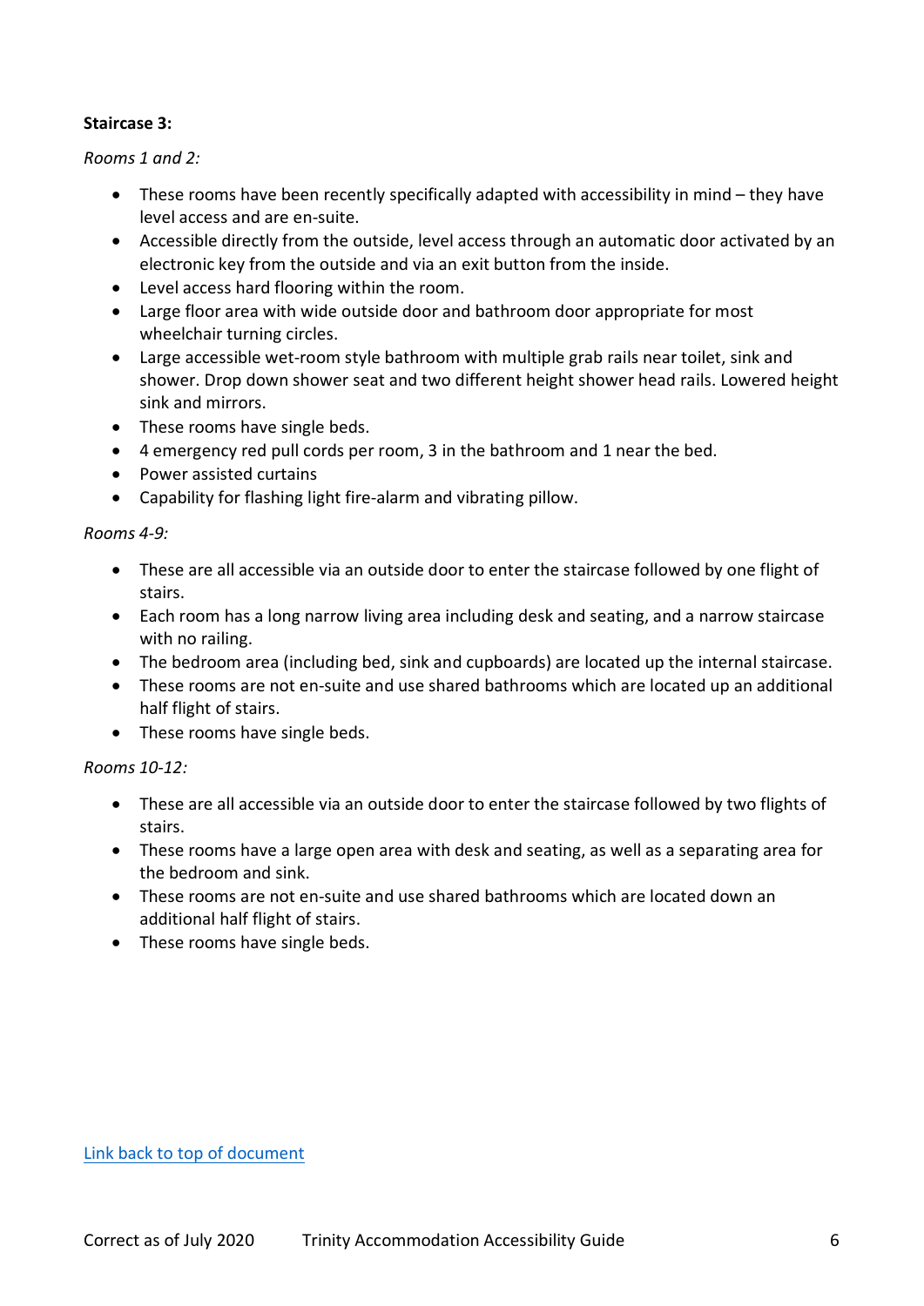**Staircase 3:**

*Rooms 1 and 2:*

- These rooms have been recently specifically adapted with accessibility in mind – they have level access and are en-suite.
- Accessible directly from the outside, level access through an automatic door activated by an electronic key from the outside and via an exit button from the inside.
- Level access hard flooring within the room.
- Large floor area with wide outside door and bathroom door appropriate for most wheelchair turning circles.
- Large accessible wet-room style bathroom with multiple grab rails near toilet, sink and shower. Drop down shower seat and two different height shower head rails. Lowered height sink and mirrors.
- These rooms have single beds.
- 4 emergency red pull cords per room, 3 in the bathroom and 1 near the bed.
- Power assisted curtains
- Capability for flashing light fire-alarm and vibrating pillow.

*Rooms 4-9:*

- These are all accessible via an outside door to enter the staircase followed by one flight of stairs.
- Each room has a long narrow living area including desk and seating, and a narrow staircase with no railing.
- The bedroom area (including bed, sink and cupboards) are located up the internal staircase.
- These rooms are not en-suite and use shared bathrooms which are located up an additional half flight of stairs.
- These rooms have single beds.

*Rooms 10-12:*

- These are all accessible via an outside door to enter the staircase followed by two flights of stairs.
- These rooms have a large open area with desk and seating, as well as a separating area for the bedroom and sink.
- These rooms are not en-suite and use shared bathrooms which are located down an additional half flight of stairs.
- These rooms have single beds.

[Link back to top of document]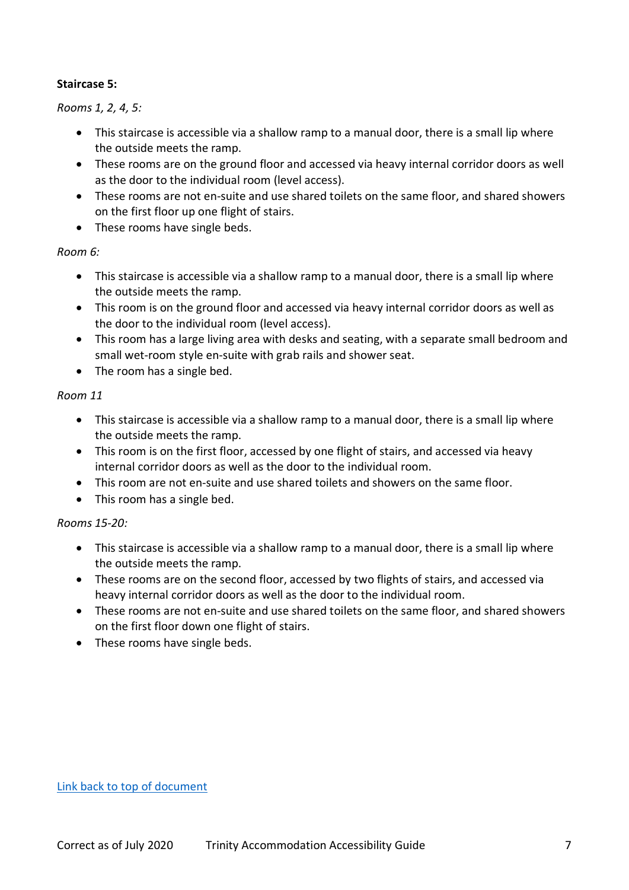**Staircase 5:**

*Rooms 1, 2, 4, 5:*

- This staircase is accessible via a shallow ramp to a manual door, there is a small lip where the outside meets the ramp.
- These rooms are on the ground floor and accessed via heavy internal corridor doors as well as the door to the individual room (level access).
- These rooms are not en-suite and use shared toilets on the same floor, and shared showers on the first floor up one flight of stairs.
- These rooms have single beds.

*Room 6:*

- This staircase is accessible via a shallow ramp to a manual door, there is a small lip where the outside meets the ramp.
- This room is on the ground floor and accessed via heavy internal corridor doors as well as the door to the individual room (level access).
- This room has a large living area with desks and seating, with a separate small bedroom and small wet-room style en-suite with grab rails and shower seat.
- The room has a single bed.

*Room 11*

- This staircase is accessible via a shallow ramp to a manual door, there is a small lip where the outside meets the ramp.
- This room is on the first floor, accessed by one flight of stairs, and accessed via heavy internal corridor doors as well as the door to the individual room.
- This room are not en-suite and use shared toilets and showers on the same floor.
- This room has a single bed.

*Rooms 15-20:*

- This staircase is accessible via a shallow ramp to a manual door, there is a small lip where the outside meets the ramp.
- These rooms are on the second floor, accessed by two flights of stairs, and accessed via heavy internal corridor doors as well as the door to the individual room.
- These rooms are not en-suite and use shared toilets on the same floor, and shared showers on the first floor down one flight of stairs.
- These rooms have single beds.

[Link back to top of document]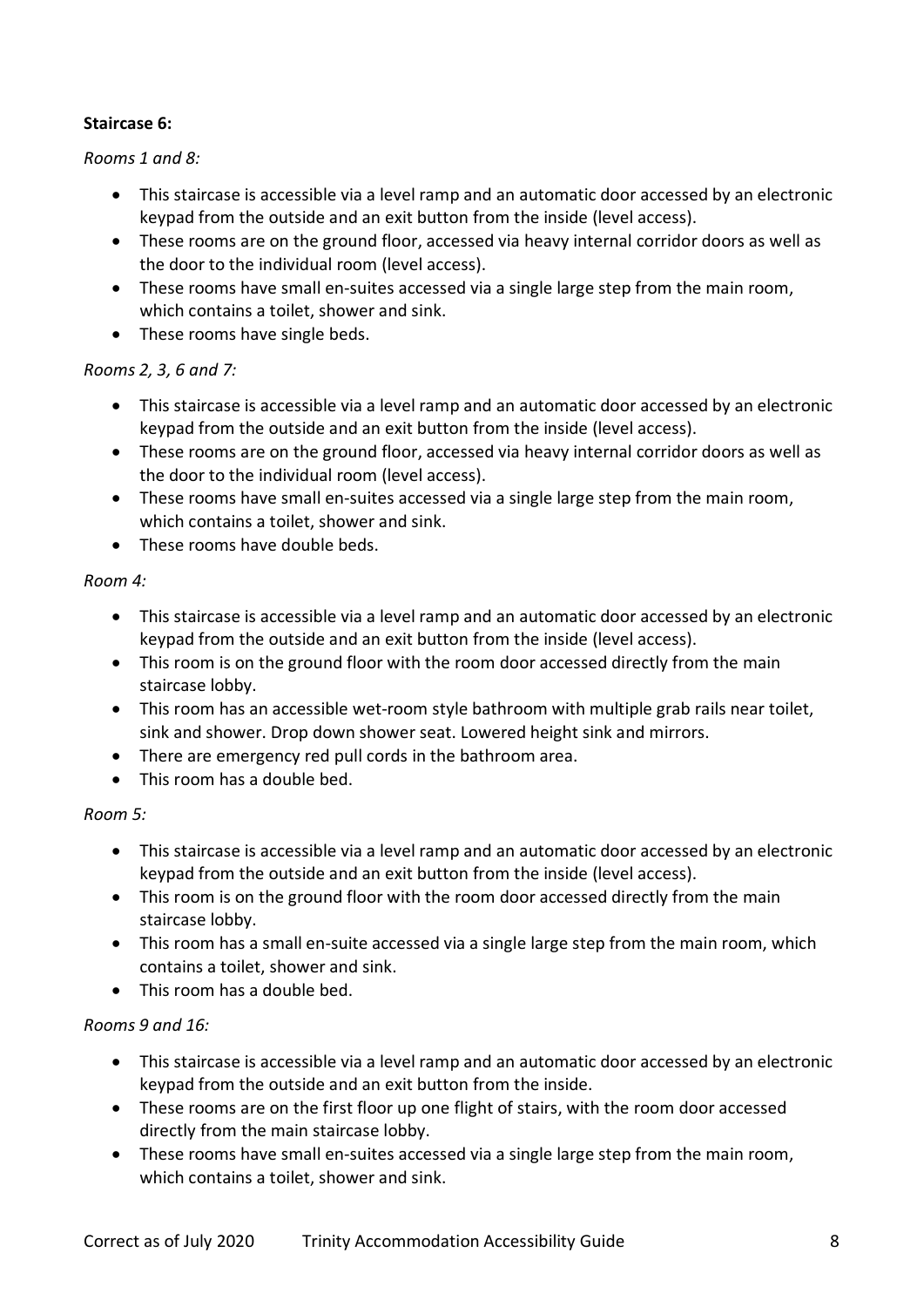**Staircase 6:**

*Rooms 1 and 8:*

- This staircase is accessible via a level ramp and an automatic door accessed by an electronic keypad from the outside and an exit button from the inside (level access).
- These rooms are on the ground floor, accessed via heavy internal corridor doors as well as the door to the individual room (level access).
- These rooms have small en-suites accessed via a single large step from the main room, which contains a toilet, shower and sink.
- These rooms have single beds.

*Rooms 2, 3, 6 and 7:*

- This staircase is accessible via a level ramp and an automatic door accessed by an electronic keypad from the outside and an exit button from the inside (level access).
- These rooms are on the ground floor, accessed via heavy internal corridor doors as well as the door to the individual room (level access).
- These rooms have small en-suites accessed via a single large step from the main room, which contains a toilet, shower and sink.
- These rooms have double beds.

*Room 4:*

- This staircase is accessible via a level ramp and an automatic door accessed by an electronic keypad from the outside and an exit button from the inside (level access).
- This room is on the ground floor with the room door accessed directly from the main staircase lobby.
- This room has an accessible wet-room style bathroom with multiple grab rails near toilet, sink and shower. Drop down shower seat. Lowered height sink and mirrors.
- There are emergency red pull cords in the bathroom area.
- This room has a double bed.

*Room 5:*

- This staircase is accessible via a level ramp and an automatic door accessed by an electronic keypad from the outside and an exit button from the inside (level access).
- This room is on the ground floor with the room door accessed directly from the main staircase lobby.
- This room has a small en-suite accessed via a single large step from the main room, which contains a toilet, shower and sink.
- This room has a double bed.

*Rooms 9 and 16:*

- This staircase is accessible via a level ramp and an automatic door accessed by an electronic keypad from the outside and an exit button from the inside.
- These rooms are on the first floor up one flight of stairs, with the room door accessed directly from the main staircase lobby.
- These rooms have small en-suites accessed via a single large step from the main room, which contains a toilet, shower and sink.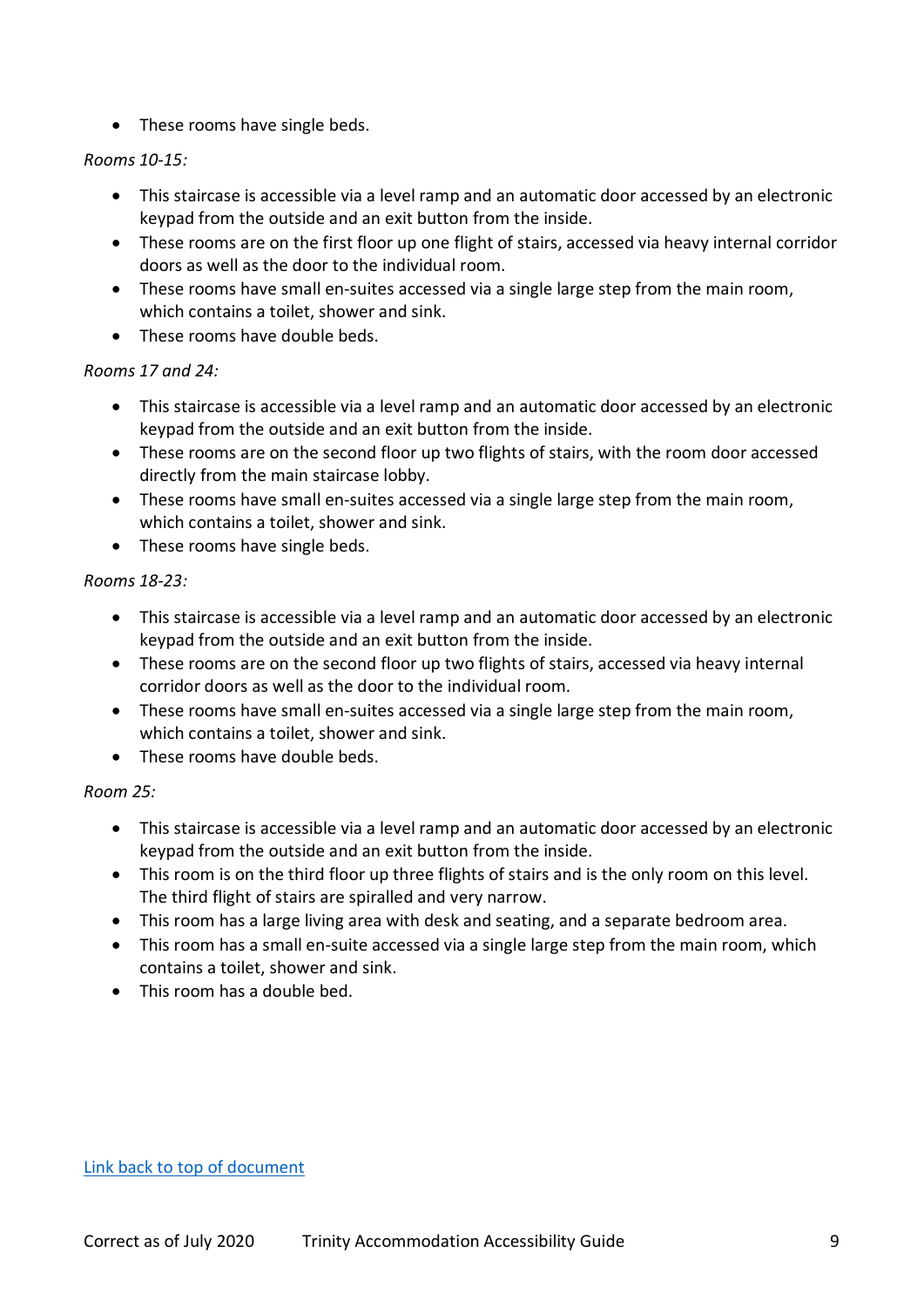- These rooms have single beds.

*Rooms 10-15:*

- This staircase is accessible via a level ramp and an automatic door accessed by an electronic keypad from the outside and an exit button from the inside.
- These rooms are on the first floor up one flight of stairs, accessed via heavy internal corridor doors as well as the door to the individual room.
- These rooms have small en-suites accessed via a single large step from the main room, which contains a toilet, shower and sink.
- These rooms have double beds.

*Rooms 17 and 24:*

- This staircase is accessible via a level ramp and an automatic door accessed by an electronic keypad from the outside and an exit button from the inside.
- These rooms are on the second floor up two flights of stairs, with the room door accessed directly from the main staircase lobby.
- These rooms have small en-suites accessed via a single large step from the main room, which contains a toilet, shower and sink.
- These rooms have single beds.

*Rooms 18-23:*

- This staircase is accessible via a level ramp and an automatic door accessed by an electronic keypad from the outside and an exit button from the inside.
- These rooms are on the second floor up two flights of stairs, accessed via heavy internal corridor doors as well as the door to the individual room.
- These rooms have small en-suites accessed via a single large step from the main room, which contains a toilet, shower and sink.
- These rooms have double beds.

*Room 25:*

- This staircase is accessible via a level ramp and an automatic door accessed by an electronic keypad from the outside and an exit button from the inside.
- This room is on the third floor up three flights of stairs and is the only room on this level. The third flight of stairs are spiralled and very narrow.
- This room has a large living area with desk and seating, and a separate bedroom area.
- This room has a small en-suite accessed via a single large step from the main room, which contains a toilet, shower and sink.
- This room has a double bed.

[Link back to top of document]()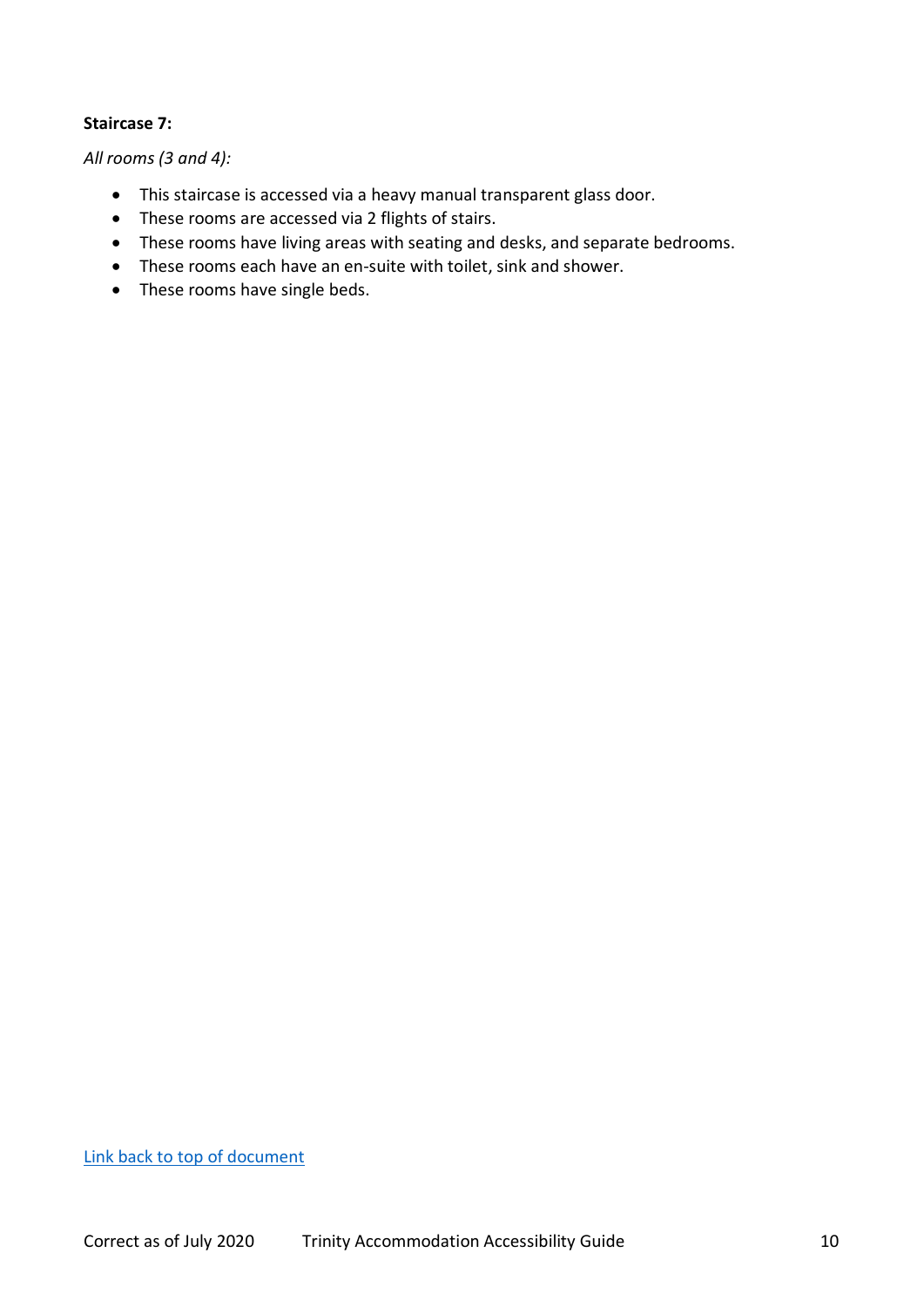**Staircase 7:**

*All rooms (3 and 4):*

- This staircase is accessed via a heavy manual transparent glass door.
- These rooms are accessed via 2 flights of stairs.
- These rooms have living areas with seating and desks, and separate bedrooms.
- These rooms each have an en-suite with toilet, sink and shower.
- These rooms have single beds.

Link back to top of document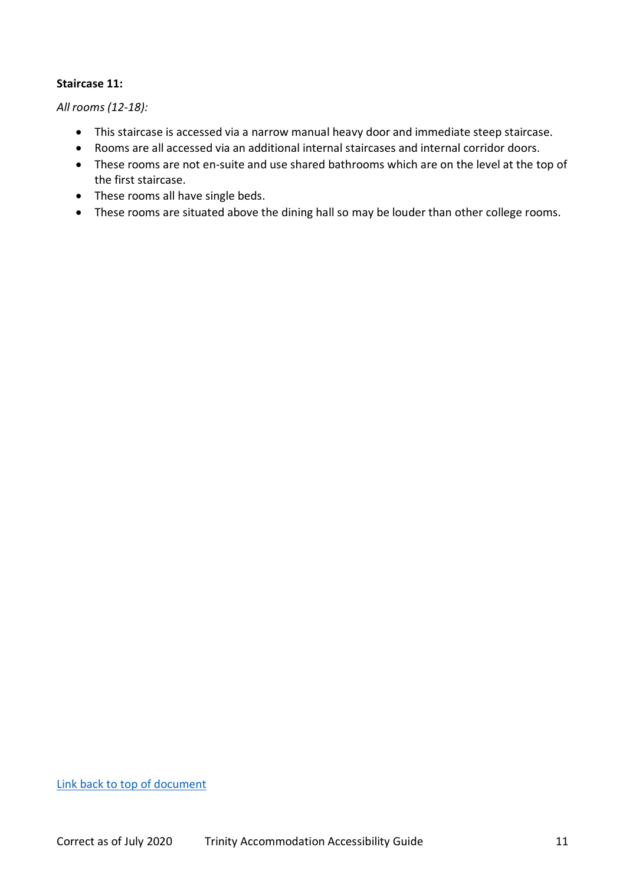**Staircase 11:**

*All rooms (12-18):*

- This staircase is accessed via a narrow manual heavy door and immediate steep staircase.
- Rooms are all accessed via an additional internal staircases and internal corridor doors.
- These rooms are not en-suite and use shared bathrooms which are on the level at the top of the first staircase.
- These rooms all have single beds.
- These rooms are situated above the dining hall so may be louder than other college rooms.

[Link back to top of document]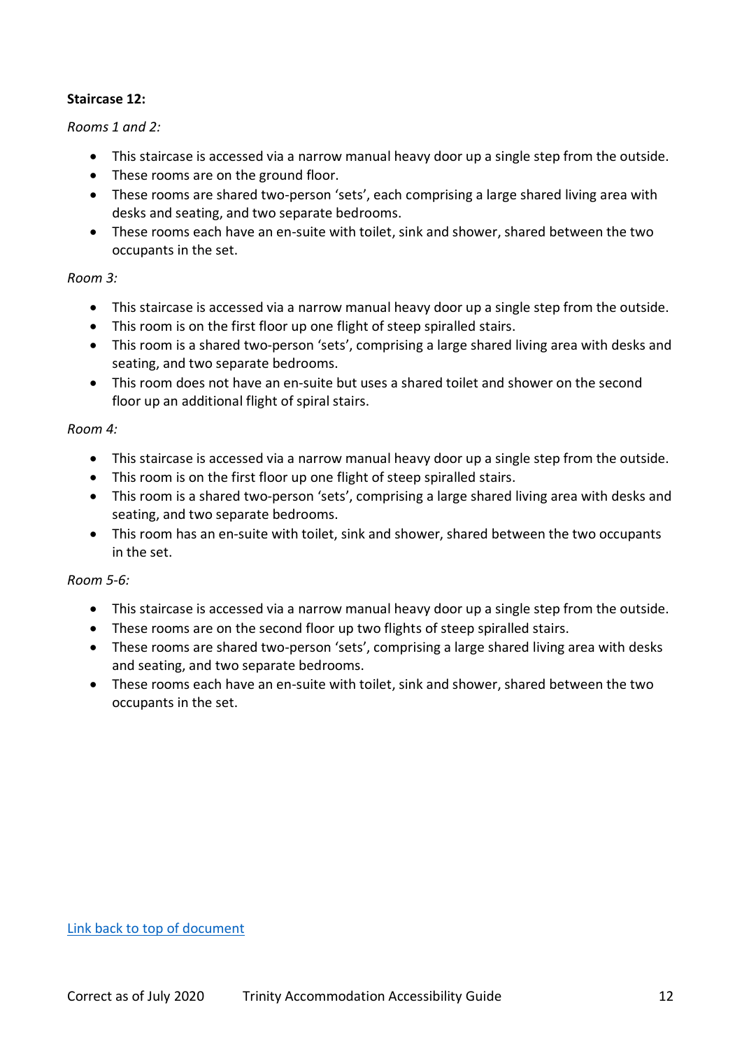**Staircase 12:**

*Rooms 1 and 2:*

- This staircase is accessed via a narrow manual heavy door up a single step from the outside.
- These rooms are on the ground floor.
- These rooms are shared two-person 'sets', each comprising a large shared living area with desks and seating, and two separate bedrooms.
- These rooms each have an en-suite with toilet, sink and shower, shared between the two occupants in the set.

*Room 3:*

- This staircase is accessed via a narrow manual heavy door up a single step from the outside.
- This room is on the first floor up one flight of steep spiralled stairs.
- This room is a shared two-person 'sets', comprising a large shared living area with desks and seating, and two separate bedrooms.
- This room does not have an en-suite but uses a shared toilet and shower on the second floor up an additional flight of spiral stairs.

*Room 4:*

- This staircase is accessed via a narrow manual heavy door up a single step from the outside.
- This room is on the first floor up one flight of steep spiralled stairs.
- This room is a shared two-person 'sets', comprising a large shared living area with desks and seating, and two separate bedrooms.
- This room has an en-suite with toilet, sink and shower, shared between the two occupants in the set.

*Room 5-6:*

- This staircase is accessed via a narrow manual heavy door up a single step from the outside.
- These rooms are on the second floor up two flights of steep spiralled stairs.
- These rooms are shared two-person 'sets', comprising a large shared living area with desks and seating, and two separate bedrooms.
- These rooms each have an en-suite with toilet, sink and shower, shared between the two occupants in the set.

Link back to top of document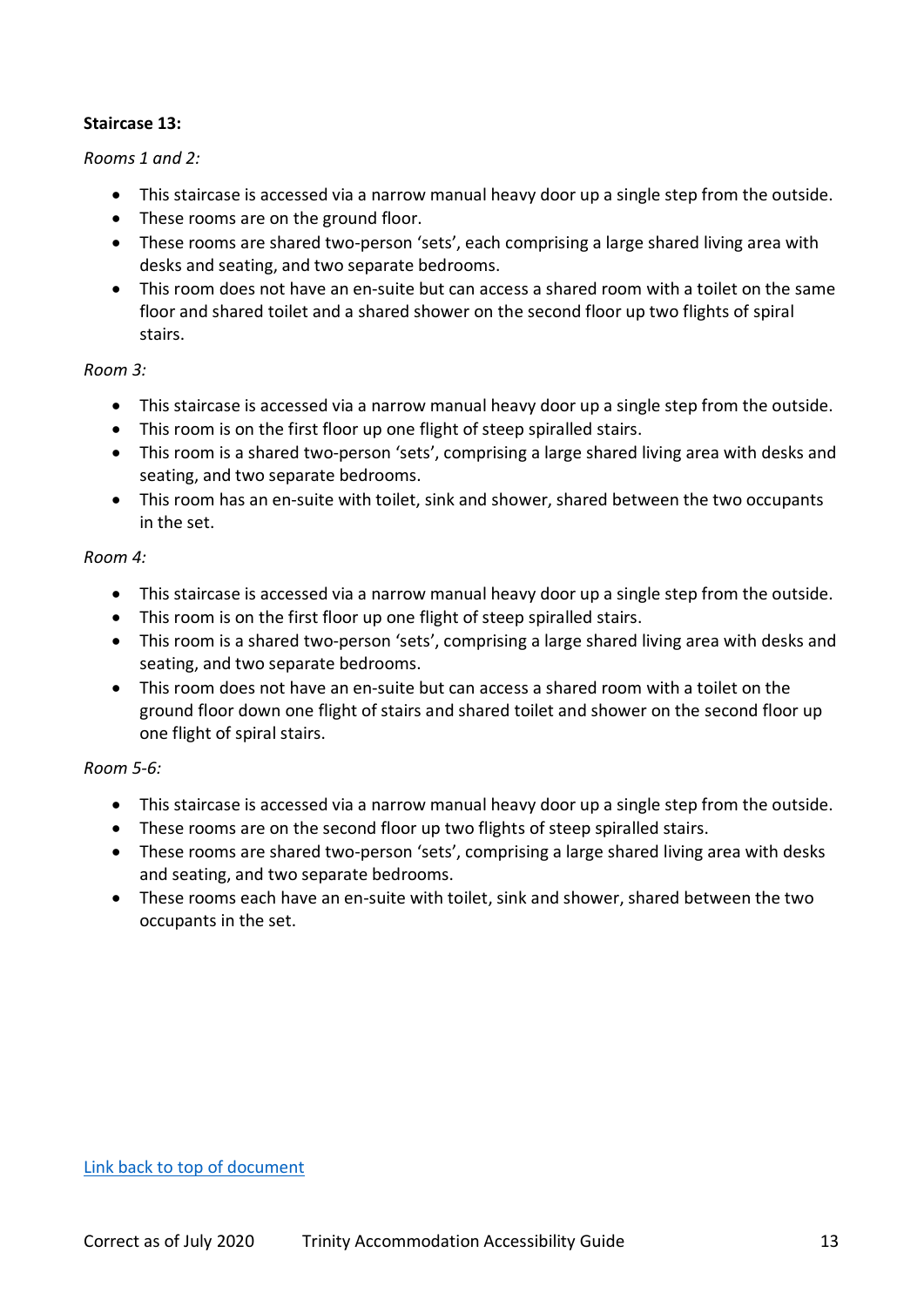**Staircase 13:**

*Rooms 1 and 2:*

- This staircase is accessed via a narrow manual heavy door up a single step from the outside.
- These rooms are on the ground floor.
- These rooms are shared two-person 'sets', each comprising a large shared living area with desks and seating, and two separate bedrooms.
- This room does not have an en-suite but can access a shared room with a toilet on the same floor and shared toilet and a shared shower on the second floor up two flights of spiral stairs.

*Room 3:*

- This staircase is accessed via a narrow manual heavy door up a single step from the outside.
- This room is on the first floor up one flight of steep spiralled stairs.
- This room is a shared two-person 'sets', comprising a large shared living area with desks and seating, and two separate bedrooms.
- This room has an en-suite with toilet, sink and shower, shared between the two occupants in the set.

*Room 4:*

- This staircase is accessed via a narrow manual heavy door up a single step from the outside.
- This room is on the first floor up one flight of steep spiralled stairs.
- This room is a shared two-person 'sets', comprising a large shared living area with desks and seating, and two separate bedrooms.
- This room does not have an en-suite but can access a shared room with a toilet on the ground floor down one flight of stairs and shared toilet and shower on the second floor up one flight of spiral stairs.

*Room 5-6:*

- This staircase is accessed via a narrow manual heavy door up a single step from the outside.
- These rooms are on the second floor up two flights of steep spiralled stairs.
- These rooms are shared two-person 'sets', comprising a large shared living area with desks and seating, and two separate bedrooms.
- These rooms each have an en-suite with toilet, sink and shower, shared between the two occupants in the set.

[Link back to top of document]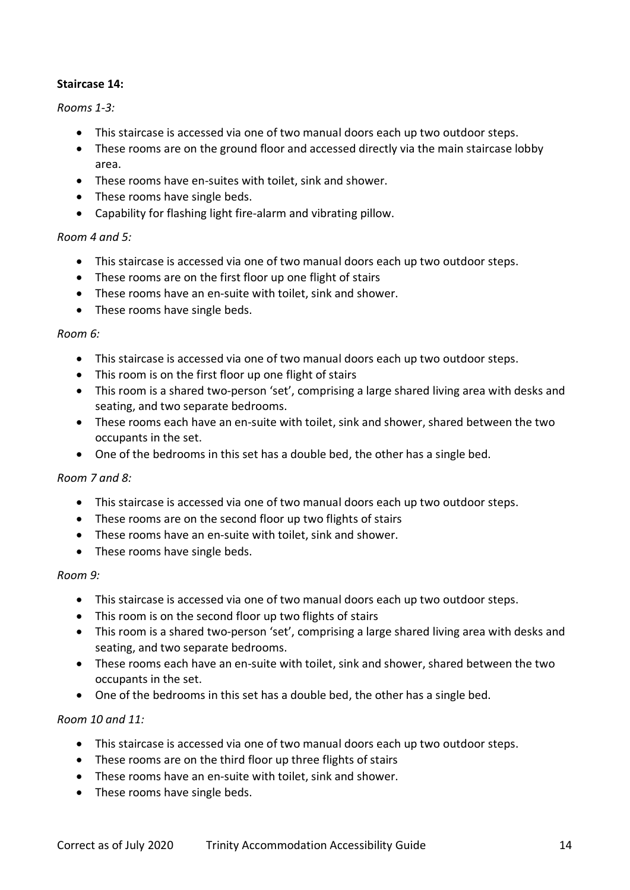**Staircase 14:**

*Rooms 1-3:*

- This staircase is accessed via one of two manual doors each up two outdoor steps.
- These rooms are on the ground floor and accessed directly via the main staircase lobby area.
- These rooms have en-suites with toilet, sink and shower.
- These rooms have single beds.
- Capability for flashing light fire-alarm and vibrating pillow.

*Room 4 and 5:*

- This staircase is accessed via one of two manual doors each up two outdoor steps.
- These rooms are on the first floor up one flight of stairs
- These rooms have an en-suite with toilet, sink and shower.
- These rooms have single beds.

*Room 6:*

- This staircase is accessed via one of two manual doors each up two outdoor steps.
- This room is on the first floor up one flight of stairs
- This room is a shared two-person 'set', comprising a large shared living area with desks and seating, and two separate bedrooms.
- These rooms each have an en-suite with toilet, sink and shower, shared between the two occupants in the set.
- One of the bedrooms in this set has a double bed, the other has a single bed.

*Room 7 and 8:*

- This staircase is accessed via one of two manual doors each up two outdoor steps.
- These rooms are on the second floor up two flights of stairs
- These rooms have an en-suite with toilet, sink and shower.
- These rooms have single beds.

*Room 9:*

- This staircase is accessed via one of two manual doors each up two outdoor steps.
- This room is on the second floor up two flights of stairs
- This room is a shared two-person 'set', comprising a large shared living area with desks and seating, and two separate bedrooms.
- These rooms each have an en-suite with toilet, sink and shower, shared between the two occupants in the set.
- One of the bedrooms in this set has a double bed, the other has a single bed.

*Room 10 and 11:*

- This staircase is accessed via one of two manual doors each up two outdoor steps.
- These rooms are on the third floor up three flights of stairs
- These rooms have an en-suite with toilet, sink and shower.
- These rooms have single beds.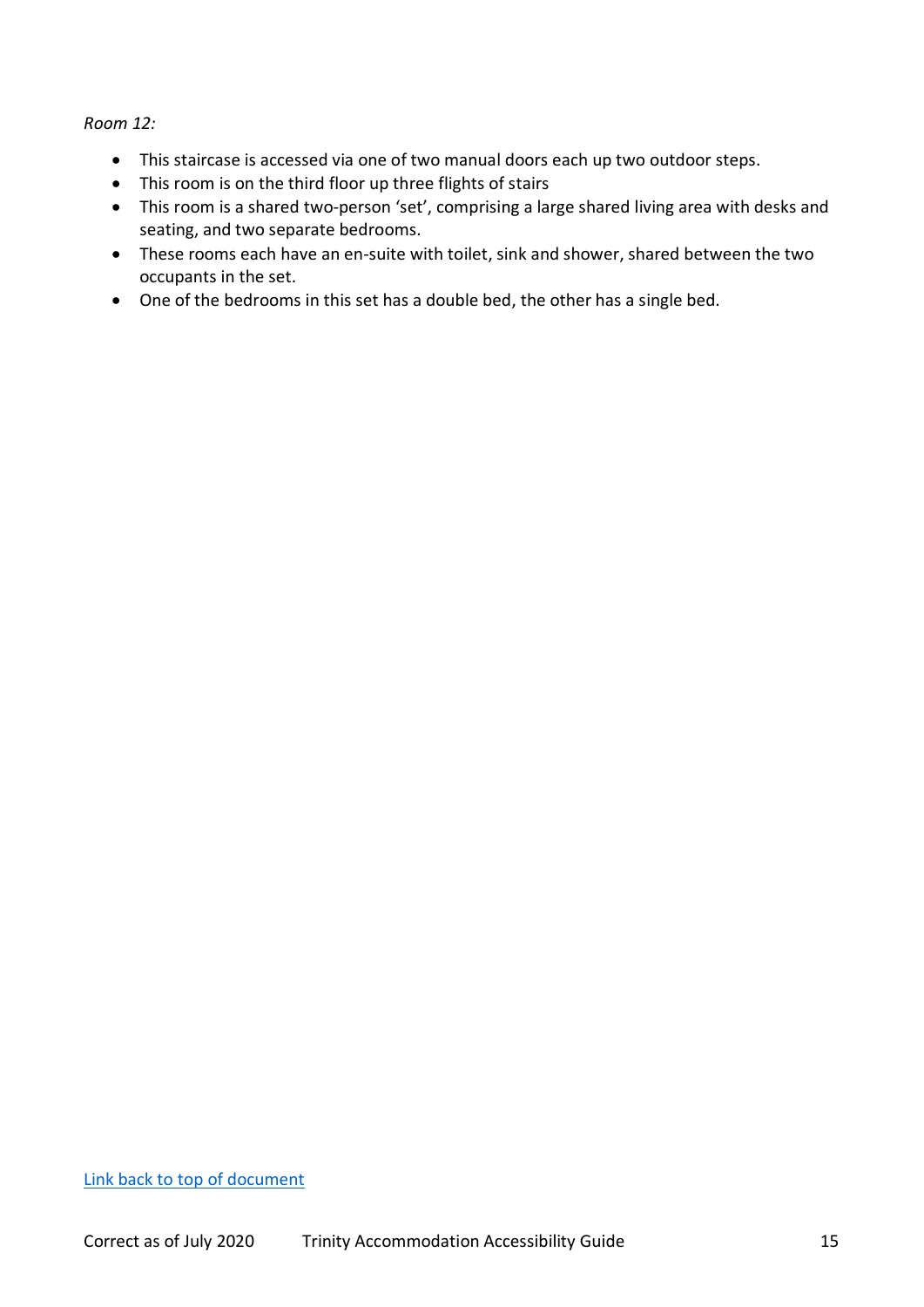*Room 12:*

- This staircase is accessed via one of two manual doors each up two outdoor steps.
- This room is on the third floor up three flights of stairs
- This room is a shared two-person 'set', comprising a large shared living area with desks and seating, and two separate bedrooms.
- These rooms each have an en-suite with toilet, sink and shower, shared between the two occupants in the set.
- One of the bedrooms in this set has a double bed, the other has a single bed.

Link back to top of document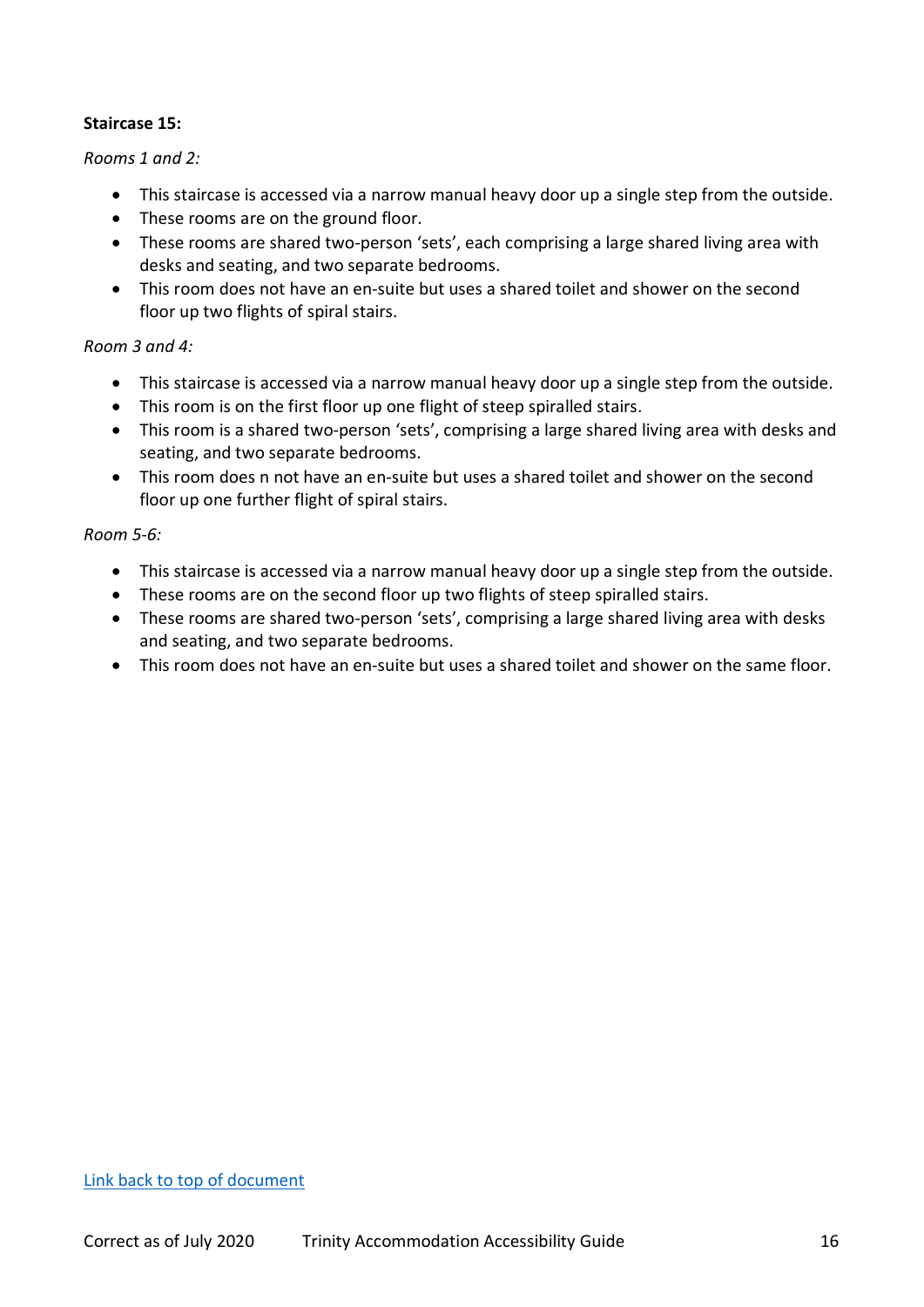**Staircase 15:**

*Rooms 1 and 2:*

- This staircase is accessed via a narrow manual heavy door up a single step from the outside.
- These rooms are on the ground floor.
- These rooms are shared two-person 'sets', each comprising a large shared living area with desks and seating, and two separate bedrooms.
- This room does not have an en-suite but uses a shared toilet and shower on the second floor up two flights of spiral stairs.

*Room 3 and 4:*

- This staircase is accessed via a narrow manual heavy door up a single step from the outside.
- This room is on the first floor up one flight of steep spiralled stairs.
- This room is a shared two-person 'sets', comprising a large shared living area with desks and seating, and two separate bedrooms.
- This room does n not have an en-suite but uses a shared toilet and shower on the second floor up one further flight of spiral stairs.

*Room 5-6:*

- This staircase is accessed via a narrow manual heavy door up a single step from the outside.
- These rooms are on the second floor up two flights of steep spiralled stairs.
- These rooms are shared two-person 'sets', comprising a large shared living area with desks and seating, and two separate bedrooms.
- This room does not have an en-suite but uses a shared toilet and shower on the same floor.

Link back to top of document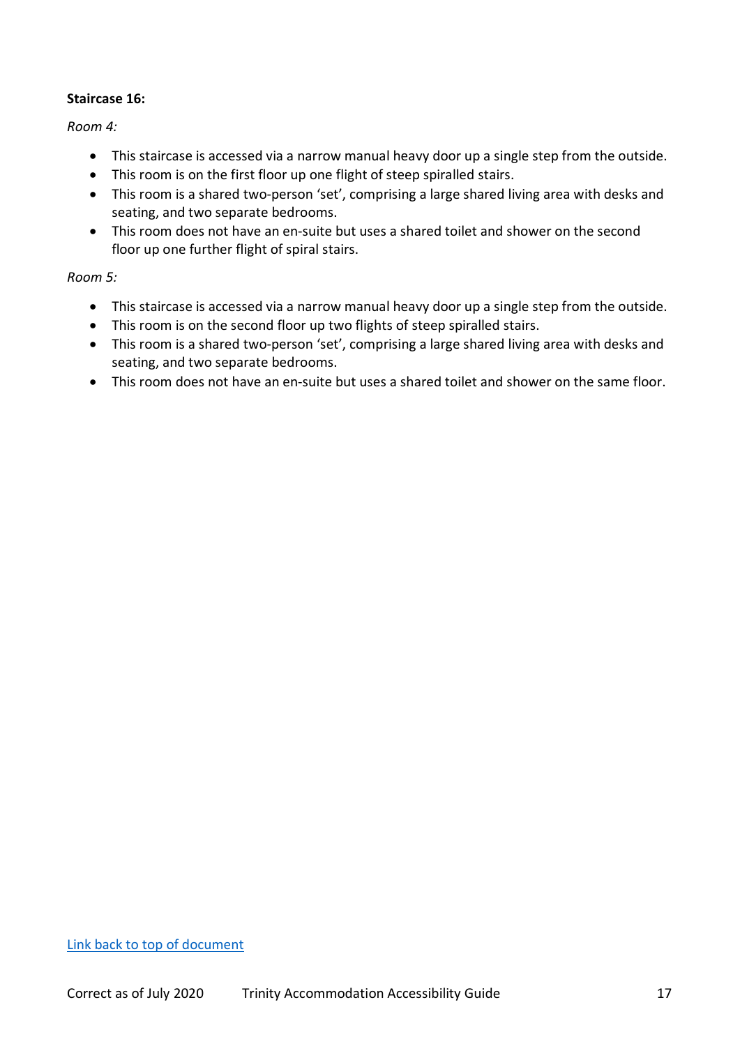**Staircase 16:**

*Room 4:*

- This staircase is accessed via a narrow manual heavy door up a single step from the outside.
- This room is on the first floor up one flight of steep spiralled stairs.
- This room is a shared two-person 'set', comprising a large shared living area with desks and seating, and two separate bedrooms.
- This room does not have an en-suite but uses a shared toilet and shower on the second floor up one further flight of spiral stairs.

*Room 5:*

- This staircase is accessed via a narrow manual heavy door up a single step from the outside.
- This room is on the second floor up two flights of steep spiralled stairs.
- This room is a shared two-person 'set', comprising a large shared living area with desks and seating, and two separate bedrooms.
- This room does not have an en-suite but uses a shared toilet and shower on the same floor.

[Link back to top of document]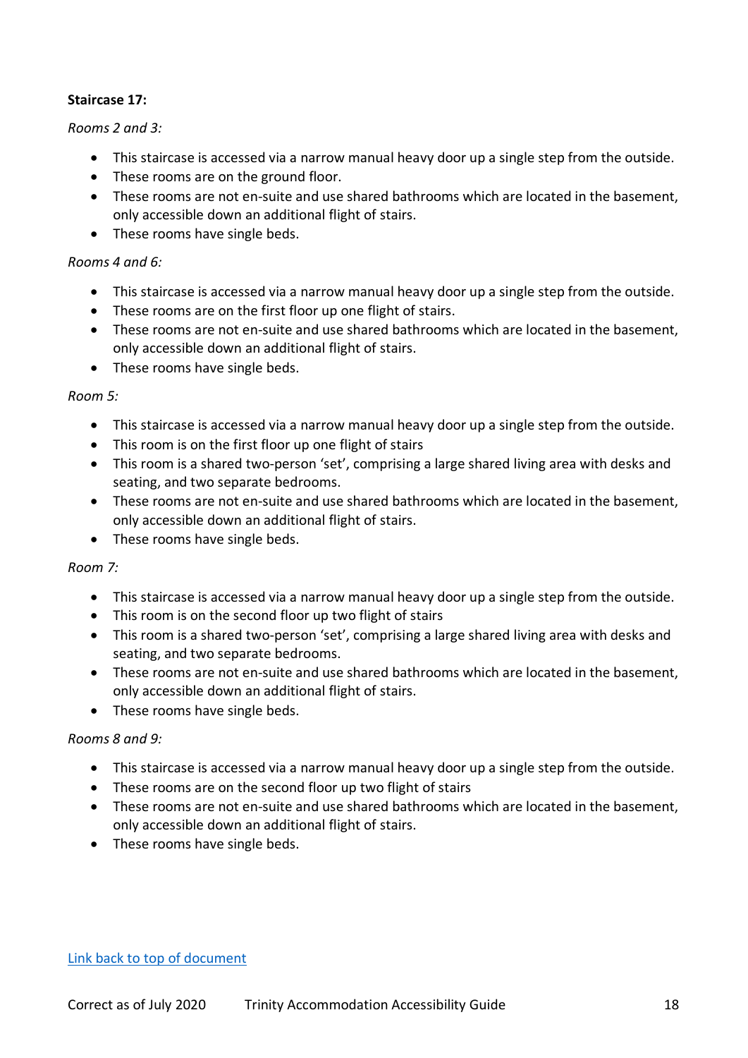**Staircase 17:**

*Rooms 2 and 3:*

- This staircase is accessed via a narrow manual heavy door up a single step from the outside.
- These rooms are on the ground floor.
- These rooms are not en-suite and use shared bathrooms which are located in the basement, only accessible down an additional flight of stairs.
- These rooms have single beds.

*Rooms 4 and 6:*

- This staircase is accessed via a narrow manual heavy door up a single step from the outside.
- These rooms are on the first floor up one flight of stairs.
- These rooms are not en-suite and use shared bathrooms which are located in the basement, only accessible down an additional flight of stairs.
- These rooms have single beds.

*Room 5:*

- This staircase is accessed via a narrow manual heavy door up a single step from the outside.
- This room is on the first floor up one flight of stairs
- This room is a shared two-person 'set', comprising a large shared living area with desks and seating, and two separate bedrooms.
- These rooms are not en-suite and use shared bathrooms which are located in the basement, only accessible down an additional flight of stairs.
- These rooms have single beds.

*Room 7:*

- This staircase is accessed via a narrow manual heavy door up a single step from the outside.
- This room is on the second floor up two flight of stairs
- This room is a shared two-person 'set', comprising a large shared living area with desks and seating, and two separate bedrooms.
- These rooms are not en-suite and use shared bathrooms which are located in the basement, only accessible down an additional flight of stairs.
- These rooms have single beds.

*Rooms 8 and 9:*

- This staircase is accessed via a narrow manual heavy door up a single step from the outside.
- These rooms are on the second floor up two flight of stairs
- These rooms are not en-suite and use shared bathrooms which are located in the basement, only accessible down an additional flight of stairs.
- These rooms have single beds.

[Link back to top of document]()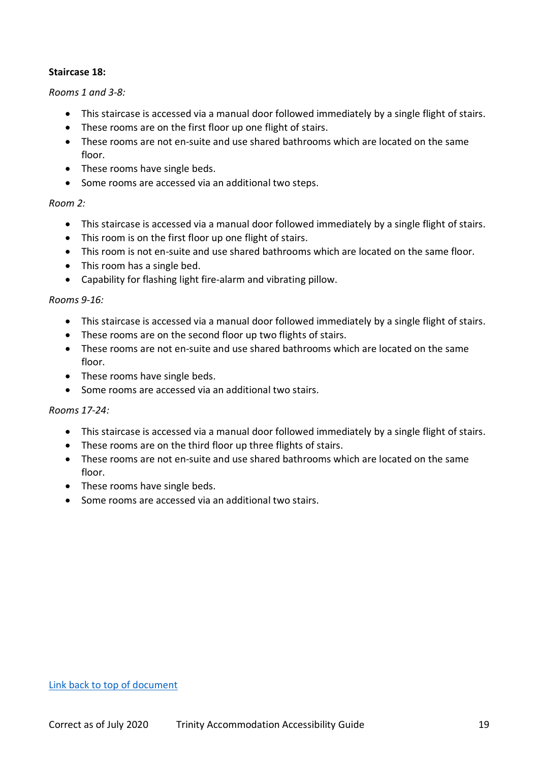**Staircase 18:**

*Rooms 1 and 3-8:*

- This staircase is accessed via a manual door followed immediately by a single flight of stairs.
- These rooms are on the first floor up one flight of stairs.
- These rooms are not en-suite and use shared bathrooms which are located on the same floor.
- These rooms have single beds.
- Some rooms are accessed via an additional two steps.

*Room 2:*

- This staircase is accessed via a manual door followed immediately by a single flight of stairs.
- This room is on the first floor up one flight of stairs.
- This room is not en-suite and use shared bathrooms which are located on the same floor.
- This room has a single bed.
- Capability for flashing light fire-alarm and vibrating pillow.

*Rooms 9-16:*

- This staircase is accessed via a manual door followed immediately by a single flight of stairs.
- These rooms are on the second floor up two flights of stairs.
- These rooms are not en-suite and use shared bathrooms which are located on the same floor.
- These rooms have single beds.
- Some rooms are accessed via an additional two stairs.

*Rooms 17-24:*

- This staircase is accessed via a manual door followed immediately by a single flight of stairs.
- These rooms are on the third floor up three flights of stairs.
- These rooms are not en-suite and use shared bathrooms which are located on the same floor.
- These rooms have single beds.
- Some rooms are accessed via an additional two stairs.

Link back to top of document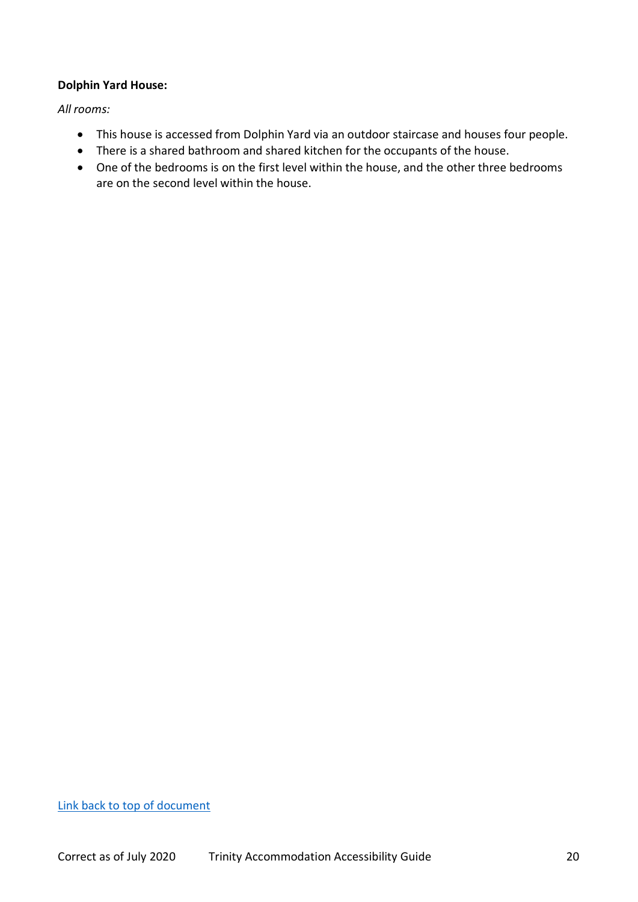**Dolphin Yard House:**

*All rooms:*

- This house is accessed from Dolphin Yard via an outdoor staircase and houses four people.
- There is a shared bathroom and shared kitchen for the occupants of the house.
- One of the bedrooms is on the first level within the house, and the other three bedrooms are on the second level within the house.

Link back to top of document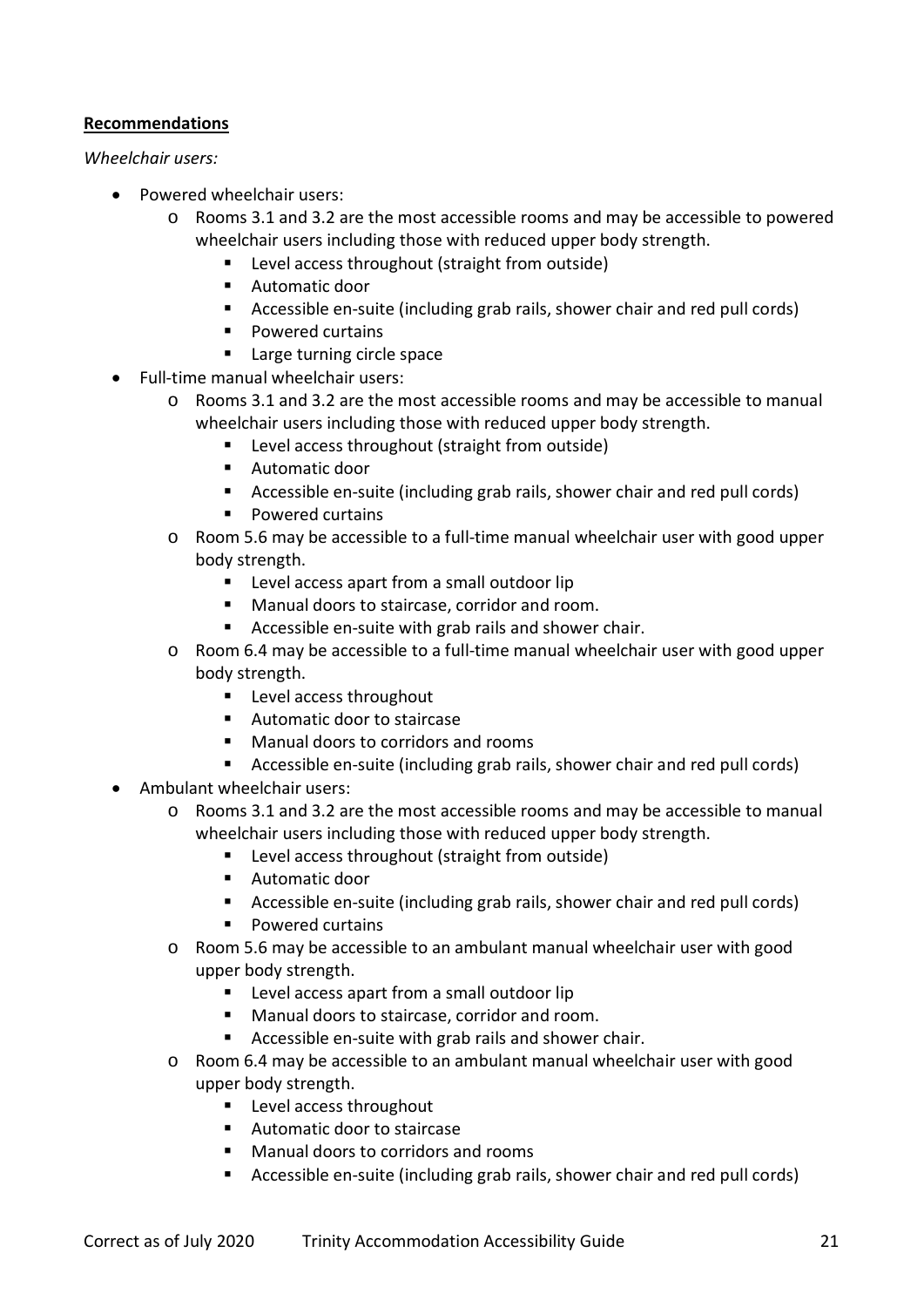**Recommendations**

*Wheelchair users:*

- Powered wheelchair users:
  - Rooms 3.1 and 3.2 are the most accessible rooms and may be accessible to powered wheelchair users including those with reduced upper body strength.
    - Level access throughout (straight from outside)
    - Automatic door
    - Accessible en-suite (including grab rails, shower chair and red pull cords)
    - Powered curtains
    - Large turning circle space
- Full-time manual wheelchair users:
  - Rooms 3.1 and 3.2 are the most accessible rooms and may be accessible to manual wheelchair users including those with reduced upper body strength.
    - Level access throughout (straight from outside)
    - Automatic door
    - Accessible en-suite (including grab rails, shower chair and red pull cords)
    - Powered curtains
  - Room 5.6 may be accessible to a full-time manual wheelchair user with good upper body strength.
    - Level access apart from a small outdoor lip
    - Manual doors to staircase, corridor and room.
    - Accessible en-suite with grab rails and shower chair.
  - Room 6.4 may be accessible to a full-time manual wheelchair user with good upper body strength.
    - Level access throughout
    - Automatic door to staircase
    - Manual doors to corridors and rooms
    - Accessible en-suite (including grab rails, shower chair and red pull cords)
- Ambulant wheelchair users:
  - Rooms 3.1 and 3.2 are the most accessible rooms and may be accessible to manual wheelchair users including those with reduced upper body strength.
    - Level access throughout (straight from outside)
    - Automatic door
    - Accessible en-suite (including grab rails, shower chair and red pull cords)
    - Powered curtains
  - Room 5.6 may be accessible to an ambulant manual wheelchair user with good upper body strength.
    - Level access apart from a small outdoor lip
    - Manual doors to staircase, corridor and room.
    - Accessible en-suite with grab rails and shower chair.
  - Room 6.4 may be accessible to an ambulant manual wheelchair user with good upper body strength.
    - Level access throughout
    - Automatic door to staircase
    - Manual doors to corridors and rooms
    - Accessible en-suite (including grab rails, shower chair and red pull cords)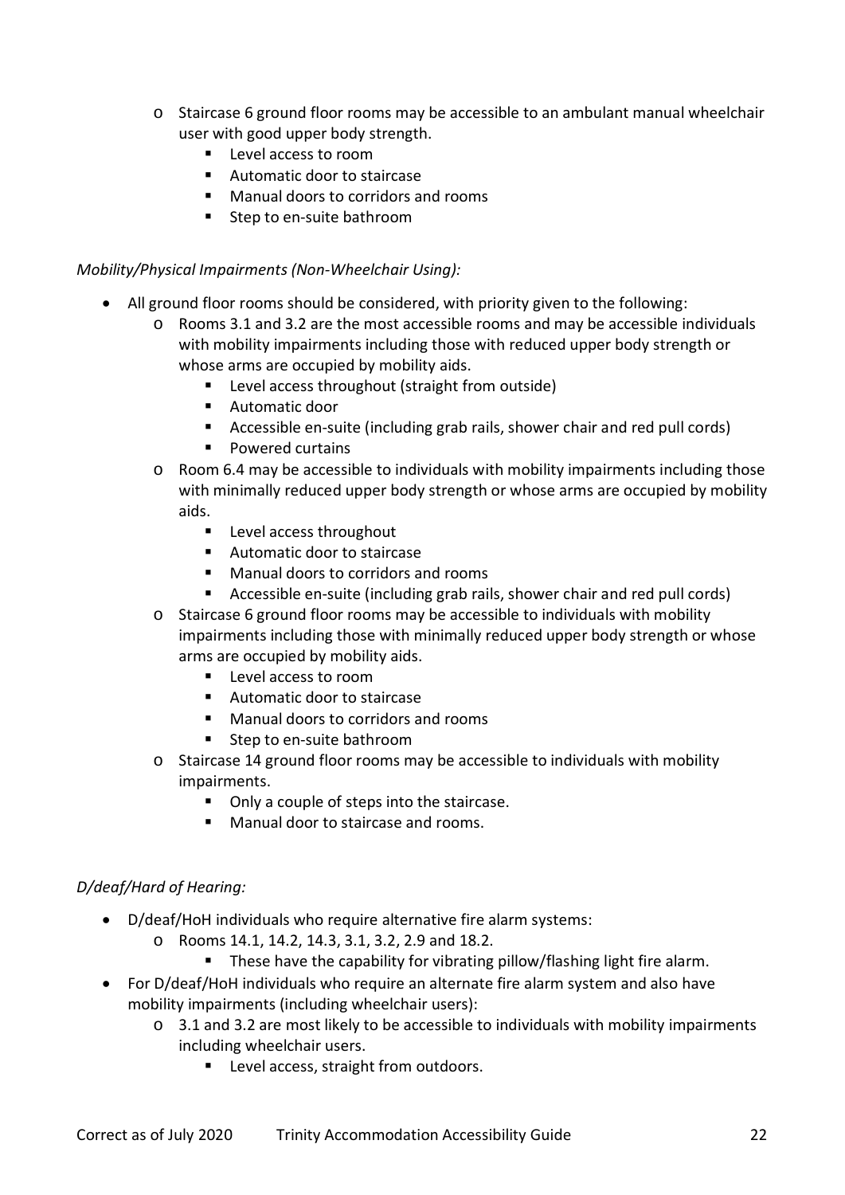- Staircase 6 ground floor rooms may be accessible to an ambulant manual wheelchair user with good upper body strength.
  - Level access to room
  - Automatic door to staircase
  - Manual doors to corridors and rooms
  - Step to en-suite bathroom

*Mobility/Physical Impairments (Non-Wheelchair Using):*

- All ground floor rooms should be considered, with priority given to the following:
  - Rooms 3.1 and 3.2 are the most accessible rooms and may be accessible individuals with mobility impairments including those with reduced upper body strength or whose arms are occupied by mobility aids.
    - Level access throughout (straight from outside)
    - Automatic door
    - Accessible en-suite (including grab rails, shower chair and red pull cords)
    - Powered curtains
  - Room 6.4 may be accessible to individuals with mobility impairments including those with minimally reduced upper body strength or whose arms are occupied by mobility aids.
    - Level access throughout
    - Automatic door to staircase
    - Manual doors to corridors and rooms
    - Accessible en-suite (including grab rails, shower chair and red pull cords)
  - Staircase 6 ground floor rooms may be accessible to individuals with mobility impairments including those with minimally reduced upper body strength or whose arms are occupied by mobility aids.
    - Level access to room
    - Automatic door to staircase
    - Manual doors to corridors and rooms
    - Step to en-suite bathroom
  - Staircase 14 ground floor rooms may be accessible to individuals with mobility impairments.
    - Only a couple of steps into the staircase.
    - Manual door to staircase and rooms.

*D/deaf/Hard of Hearing:*

- D/deaf/HoH individuals who require alternative fire alarm systems:
  - Rooms 14.1, 14.2, 14.3, 3.1, 3.2, 2.9 and 18.2.
    - These have the capability for vibrating pillow/flashing light fire alarm.
- For D/deaf/HoH individuals who require an alternate fire alarm system and also have mobility impairments (including wheelchair users):
  - 3.1 and 3.2 are most likely to be accessible to individuals with mobility impairments including wheelchair users.
    - Level access, straight from outdoors.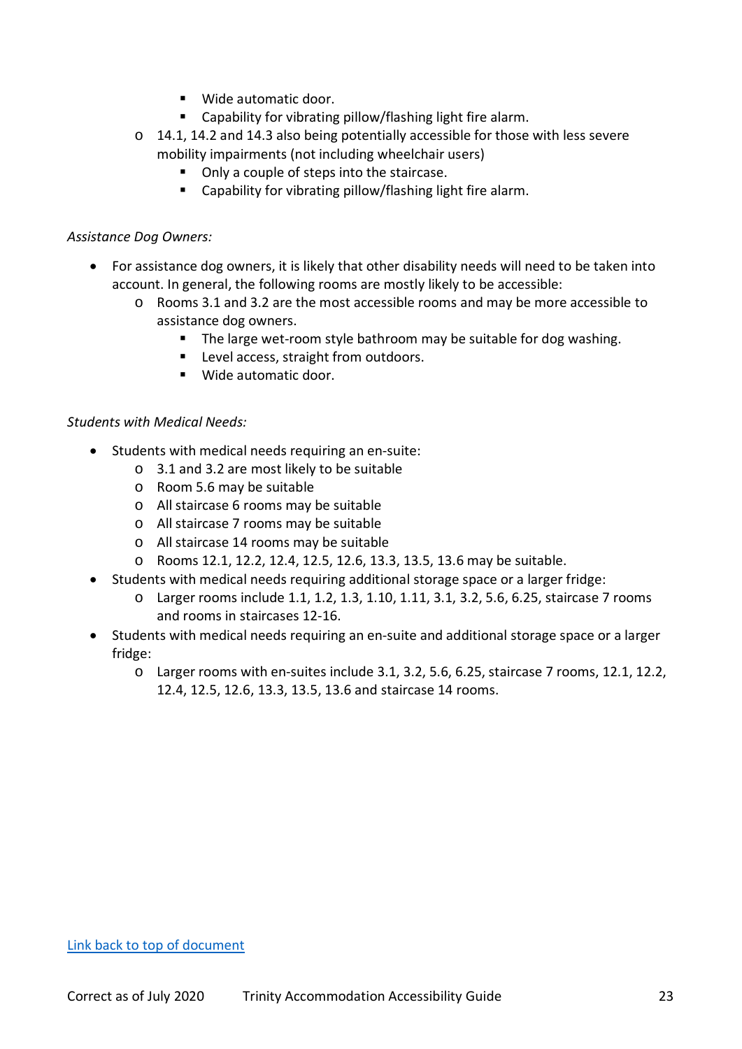- Wide automatic door.
        - Capability for vibrating pillow/flashing light fire alarm.
    - 14.1, 14.2 and 14.3 also being potentially accessible for those with less severe mobility impairments (not including wheelchair users)
        - Only a couple of steps into the staircase.
        - Capability for vibrating pillow/flashing light fire alarm.

*Assistance Dog Owners:*

- For assistance dog owners, it is likely that other disability needs will need to be taken into account. In general, the following rooms are mostly likely to be accessible:
    - Rooms 3.1 and 3.2 are the most accessible rooms and may be more accessible to assistance dog owners.
        - The large wet-room style bathroom may be suitable for dog washing.
        - Level access, straight from outdoors.
        - Wide automatic door.

*Students with Medical Needs:*

- Students with medical needs requiring an en-suite:
    - 3.1 and 3.2 are most likely to be suitable
    - Room 5.6 may be suitable
    - All staircase 6 rooms may be suitable
    - All staircase 7 rooms may be suitable
    - All staircase 14 rooms may be suitable
    - Rooms 12.1, 12.2, 12.4, 12.5, 12.6, 13.3, 13.5, 13.6 may be suitable.
- Students with medical needs requiring additional storage space or a larger fridge:
    - Larger rooms include 1.1, 1.2, 1.3, 1.10, 1.11, 3.1, 3.2, 5.6, 6.25, staircase 7 rooms and rooms in staircases 12-16.
- Students with medical needs requiring an en-suite and additional storage space or a larger fridge:
    - Larger rooms with en-suites include 3.1, 3.2, 5.6, 6.25, staircase 7 rooms, 12.1, 12.2, 12.4, 12.5, 12.6, 13.3, 13.5, 13.6 and staircase 14 rooms.

Link back to top of document